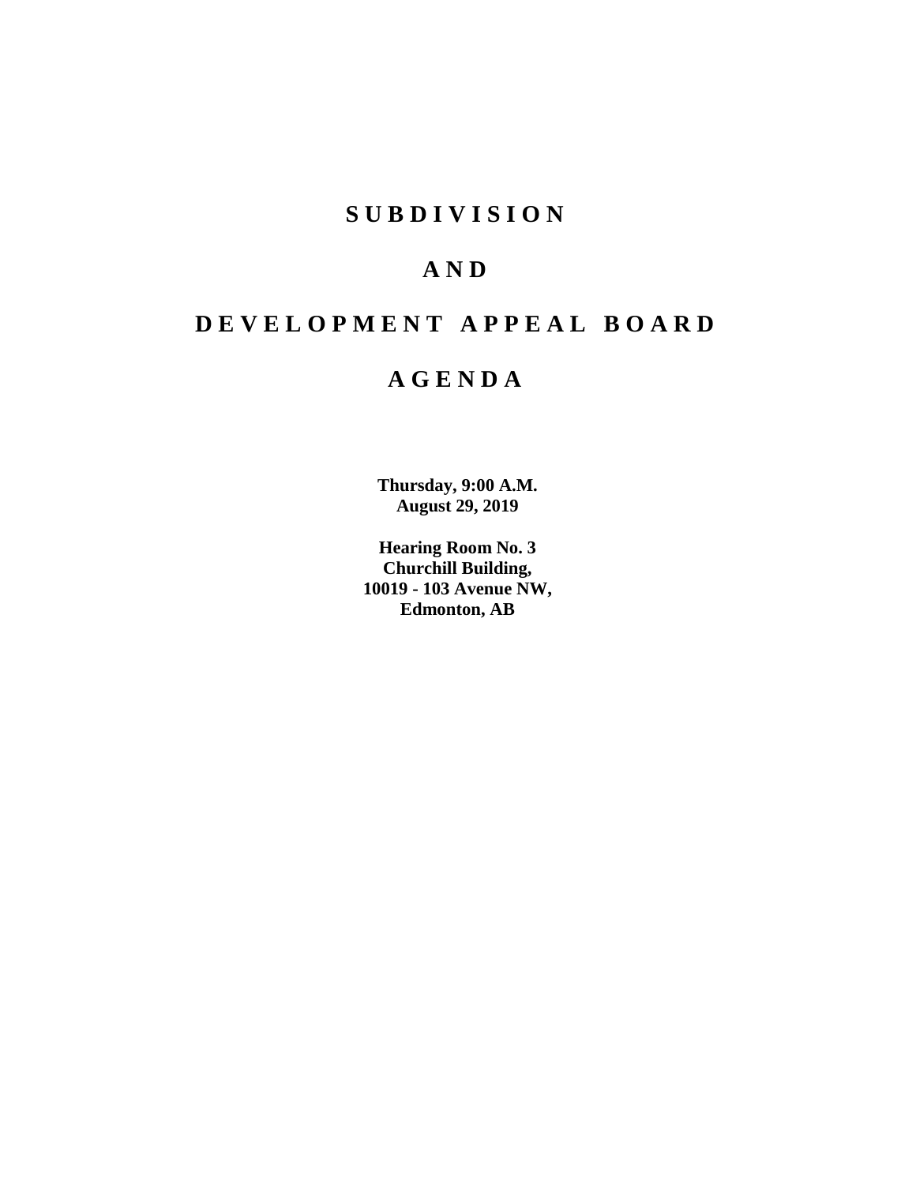# S U B D I V I S I O N

# A N D

# D E V E L O P M E N T   A P P E A L   B O A R D

# A G E N D A

**Thursday, 9:00 A.M.**
**August 29, 2019**

**Hearing Room No. 3**
**Churchill Building,**
**10019 - 103 Avenue NW,**
**Edmonton, AB**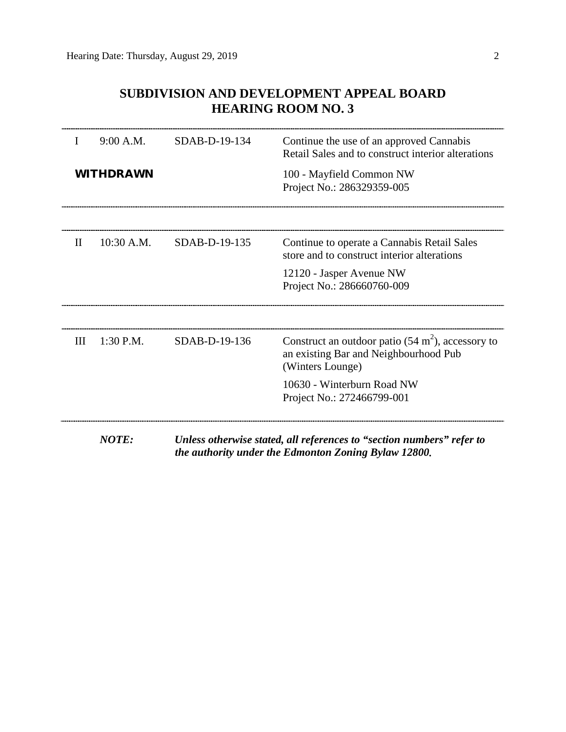## SUBDIVISION AND DEVELOPMENT APPEAL BOARD
## HEARING ROOM NO. 3

| | | | |
|---|---|---|---|
| I | 9:00 A.M. | SDAB-D-19-134 | Continue the use of an approved Cannabis Retail Sales and to construct interior alterations |
| **WITHDRAWN** | | | 100 - Mayfield Common NW<br>Project No.: 286329359-005 |
| II | 10:30 A.M. | SDAB-D-19-135 | Continue to operate a Cannabis Retail Sales store and to construct interior alterations |
| | | | 12120 - Jasper Avenue NW<br>Project No.: 286660760-009 |
| III | 1:30 P.M. | SDAB-D-19-136 | Construct an outdoor patio (54 $m^2$), accessory to an existing Bar and Neighbourhood Pub (Winters Lounge) |
| | | | 10630 - Winterburn Road NW<br>Project No.: 272466799-001 |

***NOTE:*** ***Unless otherwise stated, all references to "section numbers" refer to the authority under the Edmonton Zoning Bylaw 12800.***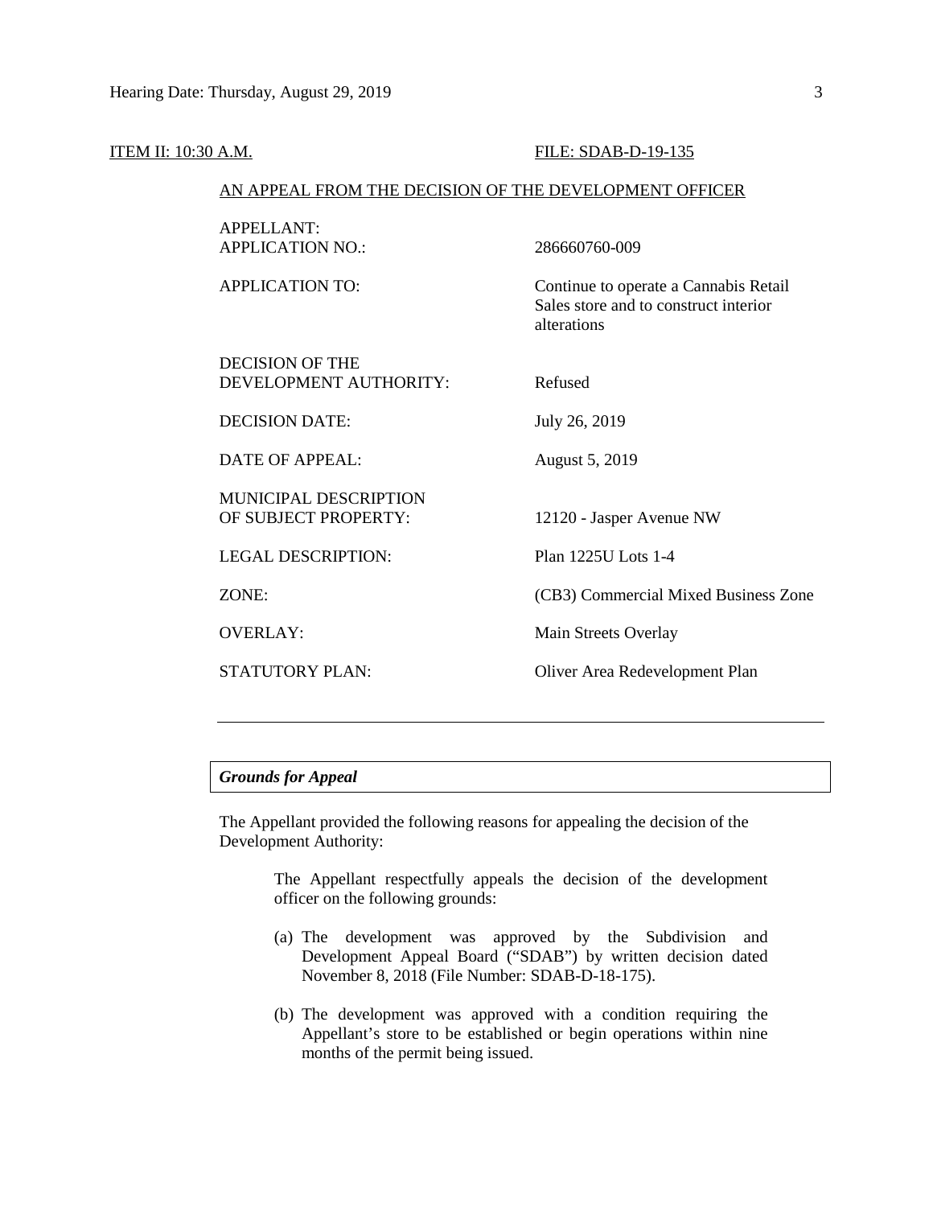ITEM II: 10:30 A.M. FILE: SDAB-D-19-135

AN APPEAL FROM THE DECISION OF THE DEVELOPMENT OFFICER

| | |
|---|---|
| APPELLANT: | |
| APPLICATION NO.: | 286660760-009 |
| APPLICATION TO: | Continue to operate a Cannabis Retail Sales store and to construct interior alterations |
| DECISION OF THE DEVELOPMENT AUTHORITY: | Refused |
| DECISION DATE: | July 26, 2019 |
| DATE OF APPEAL: | August 5, 2019 |
| MUNICIPAL DESCRIPTION OF SUBJECT PROPERTY: | 12120 - Jasper Avenue NW |
| LEGAL DESCRIPTION: | Plan 1225U Lots 1-4 |
| ZONE: | (CB3) Commercial Mixed Business Zone |
| OVERLAY: | Main Streets Overlay |
| STATUTORY PLAN: | Oliver Area Redevelopment Plan |

---

***Grounds for Appeal***

The Appellant provided the following reasons for appealing the decision of the Development Authority:

> The Appellant respectfully appeals the decision of the development officer on the following grounds:
>
> (a) The development was approved by the Subdivision and Development Appeal Board ("SDAB") by written decision dated November 8, 2018 (File Number: SDAB-D-18-175).
>
> (b) The development was approved with a condition requiring the Appellant's store to be established or begin operations within nine months of the permit being issued.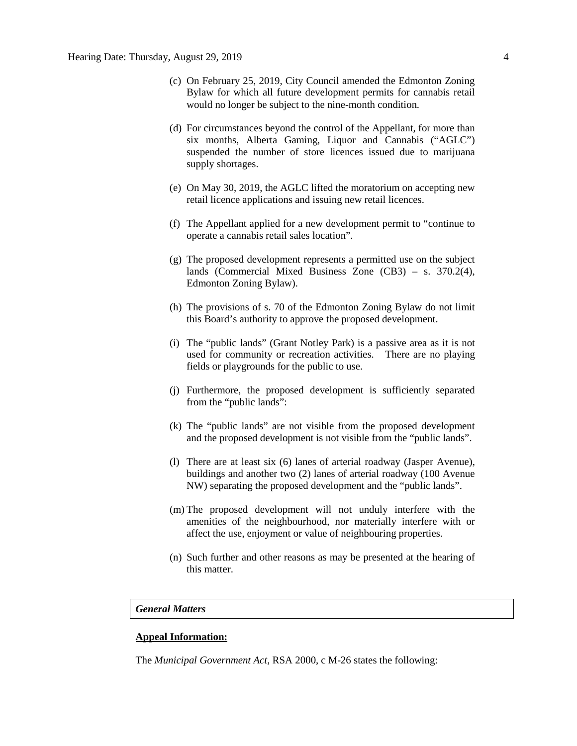(c) On February 25, 2019, City Council amended the Edmonton Zoning Bylaw for which all future development permits for cannabis retail would no longer be subject to the nine-month condition.

(d) For circumstances beyond the control of the Appellant, for more than six months, Alberta Gaming, Liquor and Cannabis ("AGLC") suspended the number of store licences issued due to marijuana supply shortages.

(e) On May 30, 2019, the AGLC lifted the moratorium on accepting new retail licence applications and issuing new retail licences.

(f) The Appellant applied for a new development permit to "continue to operate a cannabis retail sales location".

(g) The proposed development represents a permitted use on the subject lands (Commercial Mixed Business Zone (CB3) – s. 370.2(4), Edmonton Zoning Bylaw).

(h) The provisions of s. 70 of the Edmonton Zoning Bylaw do not limit this Board's authority to approve the proposed development.

(i) The "public lands" (Grant Notley Park) is a passive area as it is not used for community or recreation activities. There are no playing fields or playgrounds for the public to use.

(j) Furthermore, the proposed development is sufficiently separated from the "public lands":

(k) The "public lands" are not visible from the proposed development and the proposed development is not visible from the "public lands".

(l) There are at least six (6) lanes of arterial roadway (Jasper Avenue), buildings and another two (2) lanes of arterial roadway (100 Avenue NW) separating the proposed development and the "public lands".

(m) The proposed development will not unduly interfere with the amenities of the neighbourhood, nor materially interfere with or affect the use, enjoyment or value of neighbouring properties.

(n) Such further and other reasons as may be presented at the hearing of this matter.

***General Matters***

**Appeal Information:**

The *Municipal Government Act*, RSA 2000, c M-26 states the following: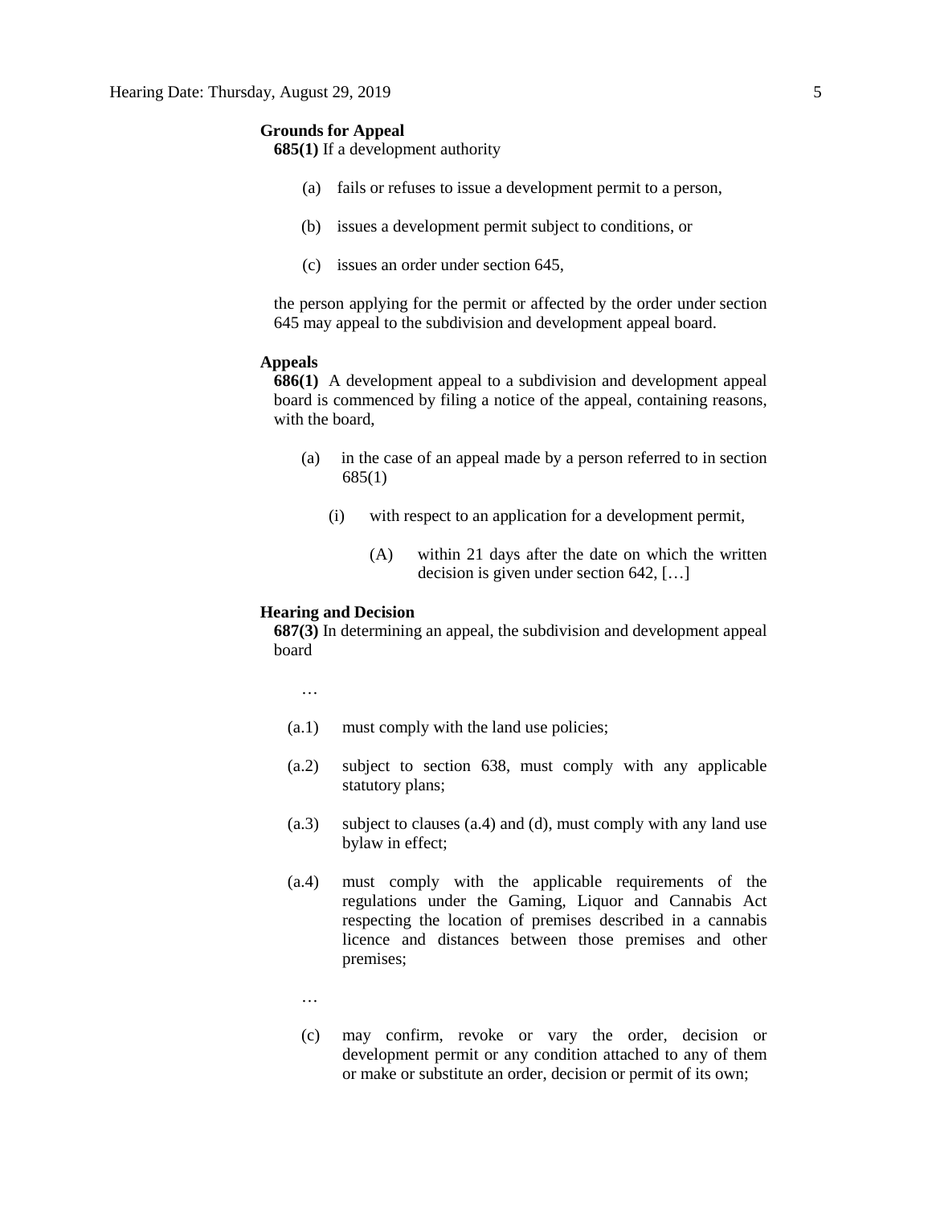**Grounds for Appeal**

**685(1)** If a development authority

(a) fails or refuses to issue a development permit to a person,

(b) issues a development permit subject to conditions, or

(c) issues an order under section 645,

the person applying for the permit or affected by the order under section 645 may appeal to the subdivision and development appeal board.

**Appeals**

**686(1)** A development appeal to a subdivision and development appeal board is commenced by filing a notice of the appeal, containing reasons, with the board,

(a) in the case of an appeal made by a person referred to in section 685(1)

(i) with respect to an application for a development permit,

(A) within 21 days after the date on which the written decision is given under section 642, […]

**Hearing and Decision**

**687(3)** In determining an appeal, the subdivision and development appeal board

…

(a.1) must comply with the land use policies;

(a.2) subject to section 638, must comply with any applicable statutory plans;

(a.3) subject to clauses (a.4) and (d), must comply with any land use bylaw in effect;

(a.4) must comply with the applicable requirements of the regulations under the Gaming, Liquor and Cannabis Act respecting the location of premises described in a cannabis licence and distances between those premises and other premises;

…

(c) may confirm, revoke or vary the order, decision or development permit or any condition attached to any of them or make or substitute an order, decision or permit of its own;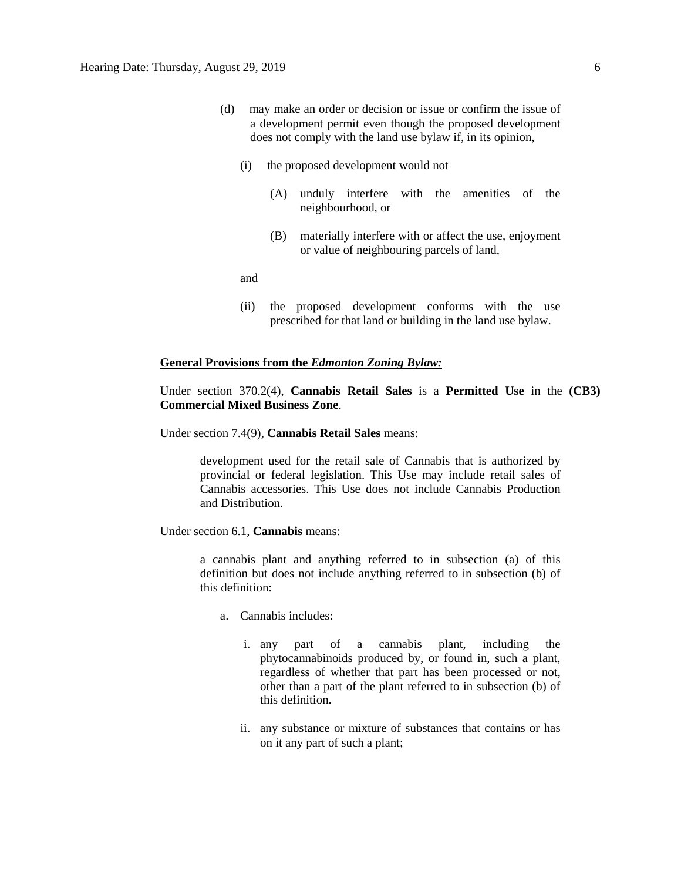(d) may make an order or decision or issue or confirm the issue of a development permit even though the proposed development does not comply with the land use bylaw if, in its opinion,

   (i) the proposed development would not

      (A) unduly interfere with the amenities of the neighbourhood, or

      (B) materially interfere with or affect the use, enjoyment or value of neighbouring parcels of land,

   and

   (ii) the proposed development conforms with the use prescribed for that land or building in the land use bylaw.

**General Provisions from the *Edmonton Zoning Bylaw:***

Under section 370.2(4), **Cannabis Retail Sales** is a **Permitted Use** in the **(CB3) Commercial Mixed Business Zone**.

Under section 7.4(9), **Cannabis Retail Sales** means:

> development used for the retail sale of Cannabis that is authorized by provincial or federal legislation. This Use may include retail sales of Cannabis accessories. This Use does not include Cannabis Production and Distribution.

Under section 6.1, **Cannabis** means:

> a cannabis plant and anything referred to in subsection (a) of this definition but does not include anything referred to in subsection (b) of this definition:
>
> a. Cannabis includes:
>
>    i. any part of a cannabis plant, including the phytocannabinoids produced by, or found in, such a plant, regardless of whether that part has been processed or not, other than a part of the plant referred to in subsection (b) of this definition.
>
>    ii. any substance or mixture of substances that contains or has on it any part of such a plant;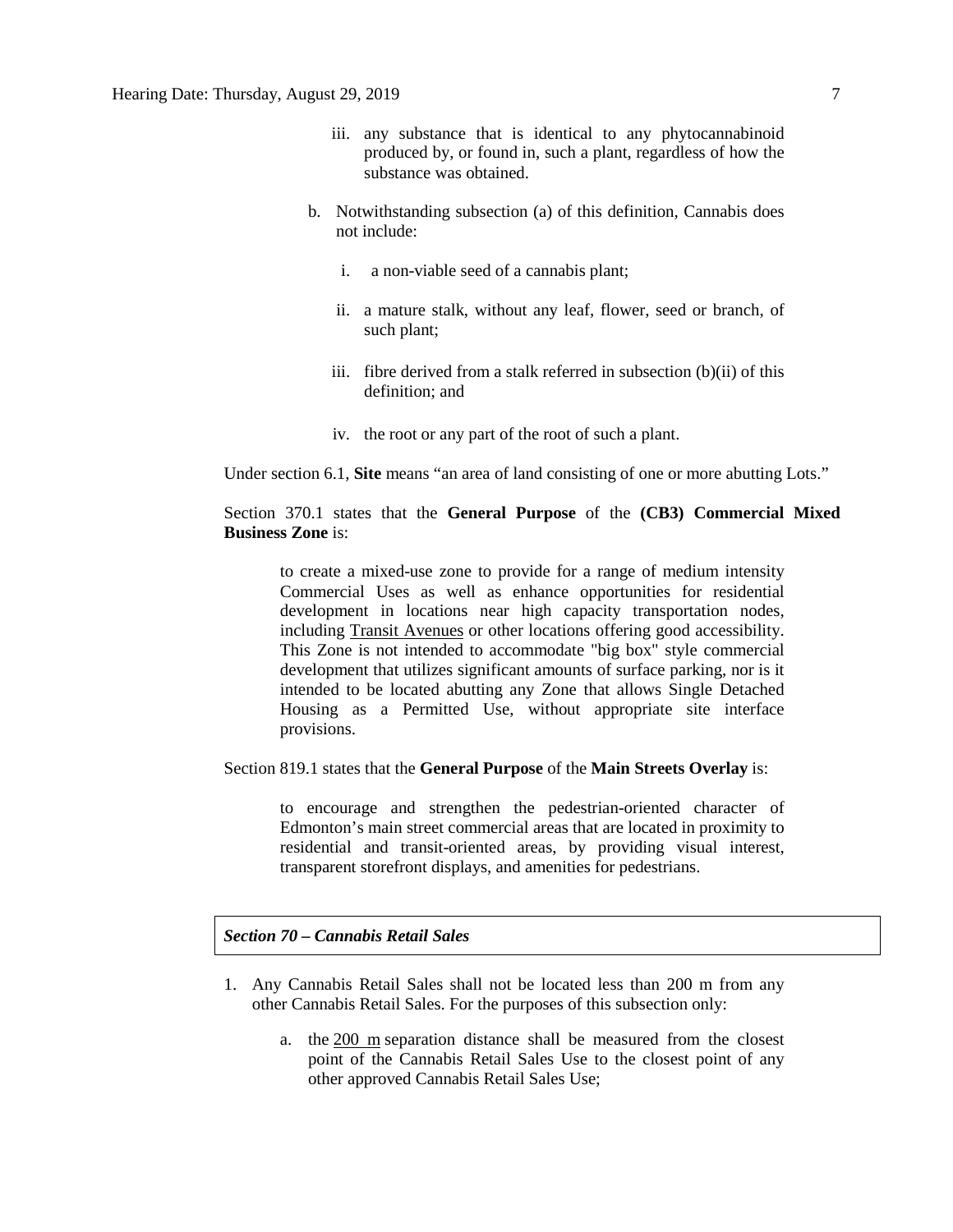iii. any substance that is identical to any phytocannabinoid produced by, or found in, such a plant, regardless of how the substance was obtained.

b. Notwithstanding subsection (a) of this definition, Cannabis does not include:

   i. a non-viable seed of a cannabis plant;

   ii. a mature stalk, without any leaf, flower, seed or branch, of such plant;

   iii. fibre derived from a stalk referred in subsection (b)(ii) of this definition; and

   iv. the root or any part of the root of such a plant.

Under section 6.1, **Site** means "an area of land consisting of one or more abutting Lots."

Section 370.1 states that the **General Purpose** of the **(CB3) Commercial Mixed Business Zone** is:

> to create a mixed-use zone to provide for a range of medium intensity Commercial Uses as well as enhance opportunities for residential development in locations near high capacity transportation nodes, including Transit Avenues or other locations offering good accessibility. This Zone is not intended to accommodate "big box" style commercial development that utilizes significant amounts of surface parking, nor is it intended to be located abutting any Zone that allows Single Detached Housing as a Permitted Use, without appropriate site interface provisions.

Section 819.1 states that the **General Purpose** of the **Main Streets Overlay** is:

> to encourage and strengthen the pedestrian-oriented character of Edmonton's main street commercial areas that are located in proximity to residential and transit-oriented areas, by providing visual interest, transparent storefront displays, and amenities for pedestrians.

***Section 70 – Cannabis Retail Sales***

1. Any Cannabis Retail Sales shall not be located less than 200 m from any other Cannabis Retail Sales. For the purposes of this subsection only:

   a. the 200 m separation distance shall be measured from the closest point of the Cannabis Retail Sales Use to the closest point of any other approved Cannabis Retail Sales Use;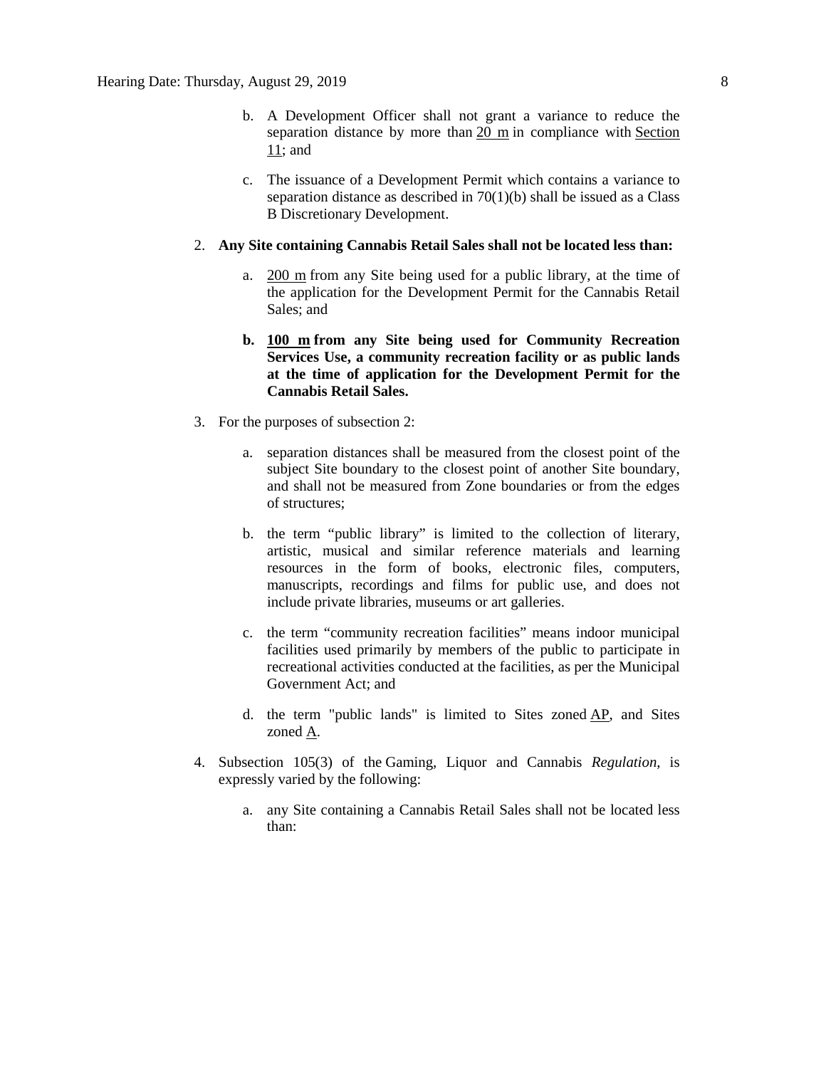b. A Development Officer shall not grant a variance to reduce the separation distance by more than 20 m in compliance with Section 11; and

c. The issuance of a Development Permit which contains a variance to separation distance as described in 70(1)(b) shall be issued as a Class B Discretionary Development.

2. **Any Site containing Cannabis Retail Sales shall not be located less than:**

   a. 200 m from any Site being used for a public library, at the time of the application for the Development Permit for the Cannabis Retail Sales; and

   **b. 100 m from any Site being used for Community Recreation Services Use, a community recreation facility or as public lands at the time of application for the Development Permit for the Cannabis Retail Sales.**

3. For the purposes of subsection 2:

   a. separation distances shall be measured from the closest point of the subject Site boundary to the closest point of another Site boundary, and shall not be measured from Zone boundaries or from the edges of structures;

   b. the term "public library" is limited to the collection of literary, artistic, musical and similar reference materials and learning resources in the form of books, electronic files, computers, manuscripts, recordings and films for public use, and does not include private libraries, museums or art galleries.

   c. the term "community recreation facilities" means indoor municipal facilities used primarily by members of the public to participate in recreational activities conducted at the facilities, as per the Municipal Government Act; and

   d. the term "public lands" is limited to Sites zoned AP, and Sites zoned A.

4. Subsection 105(3) of the Gaming, Liquor and Cannabis *Regulation*, is expressly varied by the following:

   a. any Site containing a Cannabis Retail Sales shall not be located less than: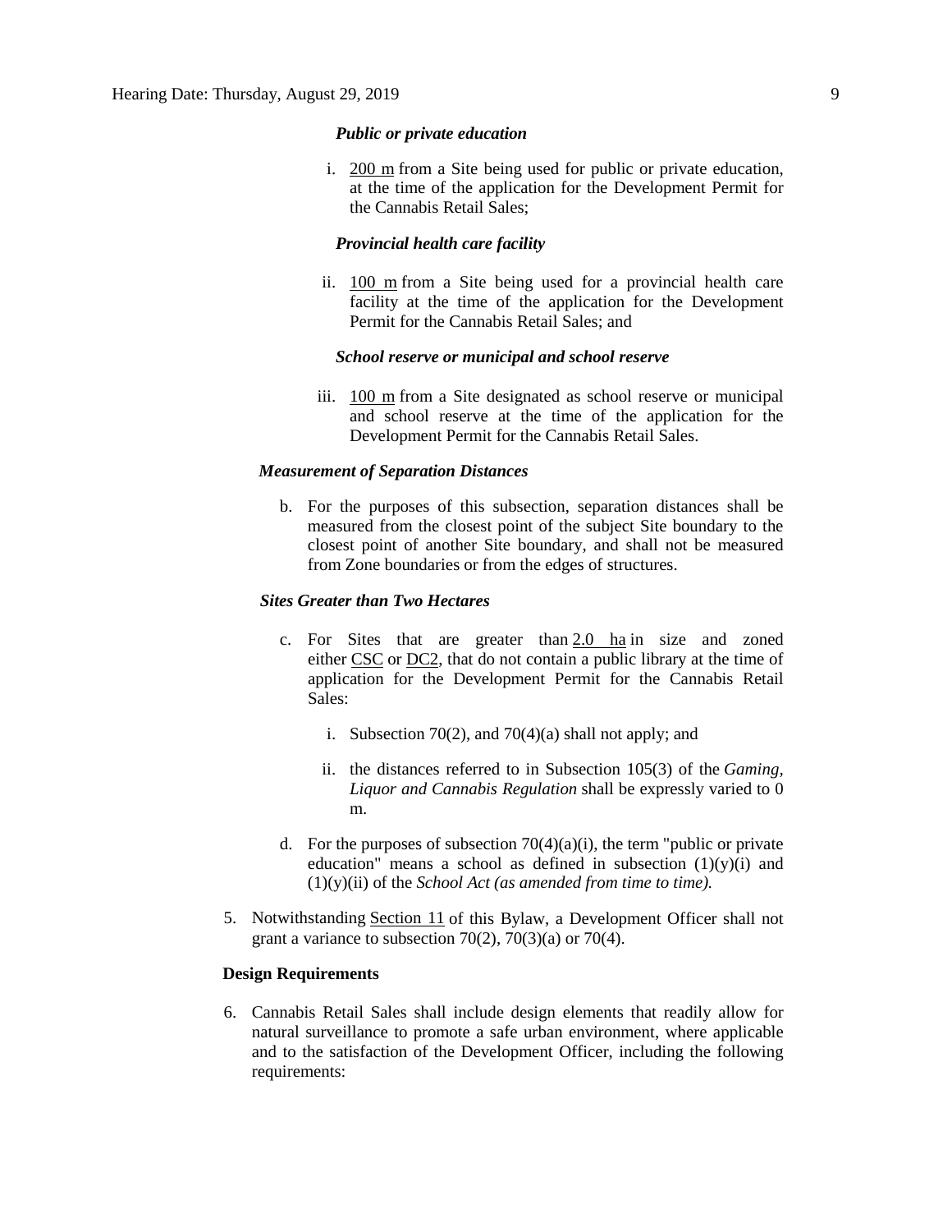***Public or private education***

i. 200 m from a Site being used for public or private education, at the time of the application for the Development Permit for the Cannabis Retail Sales;

***Provincial health care facility***

ii. 100 m from a Site being used for a provincial health care facility at the time of the application for the Development Permit for the Cannabis Retail Sales; and

***School reserve or municipal and school reserve***

iii. 100 m from a Site designated as school reserve or municipal and school reserve at the time of the application for the Development Permit for the Cannabis Retail Sales.

***Measurement of Separation Distances***

b. For the purposes of this subsection, separation distances shall be measured from the closest point of the subject Site boundary to the closest point of another Site boundary, and shall not be measured from Zone boundaries or from the edges of structures.

***Sites Greater than Two Hectares***

c. For Sites that are greater than 2.0 ha in size and zoned either CSC or DC2, that do not contain a public library at the time of application for the Development Permit for the Cannabis Retail Sales:

   i. Subsection 70(2), and 70(4)(a) shall not apply; and

   ii. the distances referred to in Subsection 105(3) of the *Gaming, Liquor and Cannabis Regulation* shall be expressly varied to 0 m.

d. For the purposes of subsection 70(4)(a)(i), the term "public or private education" means a school as defined in subsection (1)(y)(i) and (1)(y)(ii) of the *School Act (as amended from time to time).*

5. Notwithstanding Section 11 of this Bylaw, a Development Officer shall not grant a variance to subsection 70(2), 70(3)(a) or 70(4).

**Design Requirements**

6. Cannabis Retail Sales shall include design elements that readily allow for natural surveillance to promote a safe urban environment, where applicable and to the satisfaction of the Development Officer, including the following requirements: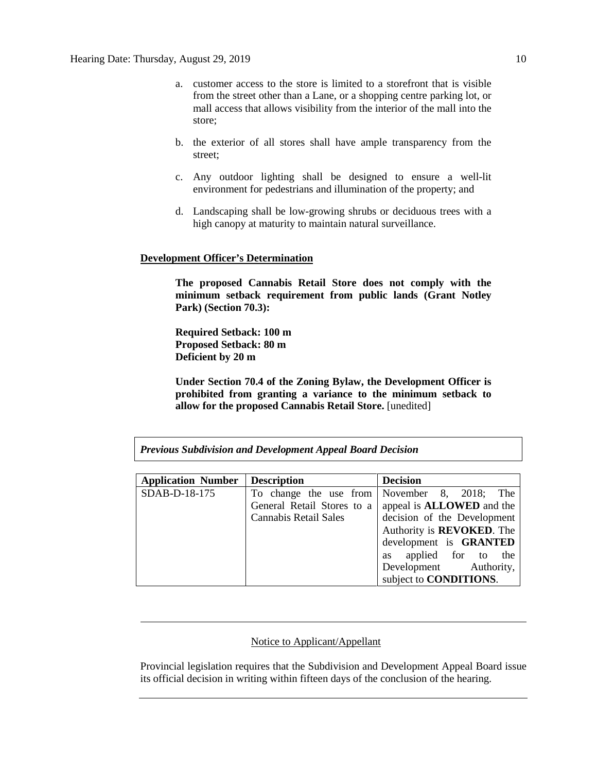a. customer access to the store is limited to a storefront that is visible from the street other than a Lane, or a shopping centre parking lot, or mall access that allows visibility from the interior of the mall into the store;

b. the exterior of all stores shall have ample transparency from the street;

c. Any outdoor lighting shall be designed to ensure a well-lit environment for pedestrians and illumination of the property; and

d. Landscaping shall be low-growing shrubs or deciduous trees with a high canopy at maturity to maintain natural surveillance.

**Development Officer's Determination**

**The proposed Cannabis Retail Store does not comply with the minimum setback requirement from public lands (Grant Notley Park) (Section 70.3):**

**Required Setback: 100 m**
**Proposed Setback: 80 m**
**Deficient by 20 m**

**Under Section 70.4 of the Zoning Bylaw, the Development Officer is prohibited from granting a variance to the minimum setback to allow for the proposed Cannabis Retail Store.** [unedited]

***Previous Subdivision and Development Appeal Board Decision***

| Application Number | Description | Decision |
|---|---|---|
| SDAB-D-18-175 | To change the use from General Retail Stores to a Cannabis Retail Sales | November 8, 2018; The appeal is **ALLOWED** and the decision of the Development Authority is **REVOKED**. The development is **GRANTED** as applied for to the Development Authority, subject to **CONDITIONS**. |

---

Notice to Applicant/Appellant

Provincial legislation requires that the Subdivision and Development Appeal Board issue its official decision in writing within fifteen days of the conclusion of the hearing.

---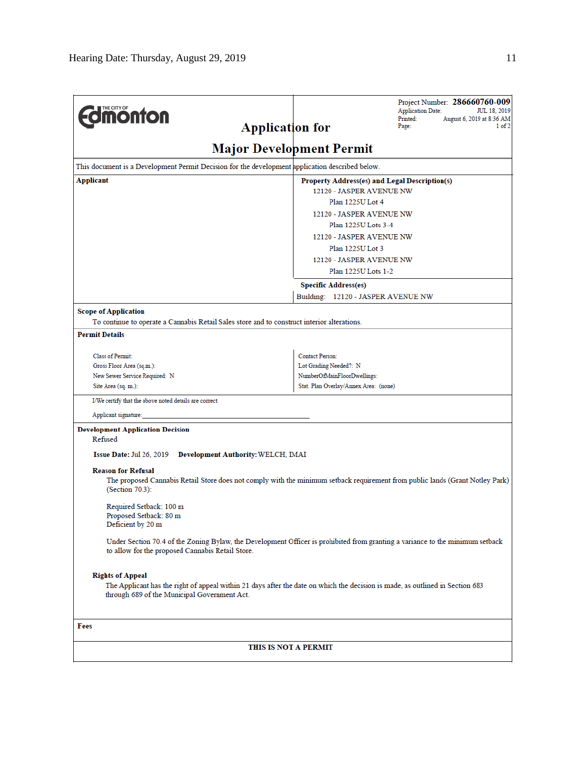THE CITY OF Edmonton

Project Number: **286660760-009**
Application Date: JUL 18, 2019
Printed: August 6, 2019 at 8:36 AM
Page: 1 of 2

# Application for Major Development Permit

This document is a Development Permit Decision for the development application described below.

**Applicant**

**Property Address(es) and Legal Description(s)**

12120 - JASPER AVENUE NW
Plan 1225U Lot 4

12120 - JASPER AVENUE NW
Plan 1225U Lots 3-4

12120 - JASPER AVENUE NW
Plan 1225U Lot 3

12120 - JASPER AVENUE NW
Plan 1225U Lots 1-2

**Specific Address(es)**

Building: 12120 - JASPER AVENUE NW

**Scope of Application**

To continue to operate a Cannabis Retail Sales store and to construct interior alterations.

**Permit Details**

| | |
|---|---|
| Class of Permit: | Contact Person: |
| Gross Floor Area (sq.m.): | Lot Grading Needed?: N |
| New Sewer Service Required: N | NumberOfMainFloorDwellings: |
| Site Area (sq. m.): | Stat. Plan Overlay/Annex Area: (none) |

I/We certify that the above noted details are correct.

Applicant signature:\_\_\_\_\_\_\_\_\_\_\_\_\_\_\_\_\_\_\_\_\_\_\_\_\_\_\_\_\_\_\_\_\_\_\_\_\_\_\_\_

**Development Application Decision**

Refused

**Issue Date:** Jul 26, 2019 **Development Authority:** WELCH, IMAI

**Reason for Refusal**

The proposed Cannabis Retail Store does not comply with the minimum setback requirement from public lands (Grant Notley Park) (Section 70.3):

Required Setback: 100 m
Proposed Setback: 80 m
Deficient by 20 m

Under Section 70.4 of the Zoning Bylaw, the Development Officer is prohibited from granting a variance to the minimum setback to allow for the proposed Cannabis Retail Store.

**Rights of Appeal**

The Applicant has the right of appeal within 21 days after the date on which the decision is made, as outlined in Section 683 through 689 of the Municipal Government Act.

**Fees**

**THIS IS NOT A PERMIT**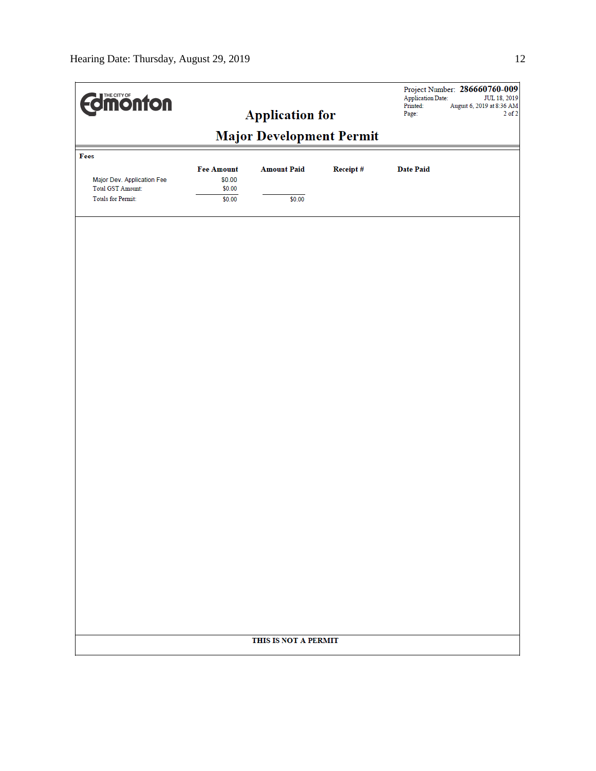THE CITY OF Edmonton

# Application for Major Development Permit

Project Number: **286660760-009**
Application Date: JUL 18, 2019
Printed: August 6, 2019 at 8:36 AM
Page: 2 of 2

**Fees**

| | Fee Amount | Amount Paid | Receipt # | Date Paid |
|---|---|---|---|---|
| Major Dev. Application Fee | $0.00 | | | |
| Total GST Amount: | $0.00 | | | |
| Totals for Permit: | $0.00 | $0.00 | | |

**THIS IS NOT A PERMIT**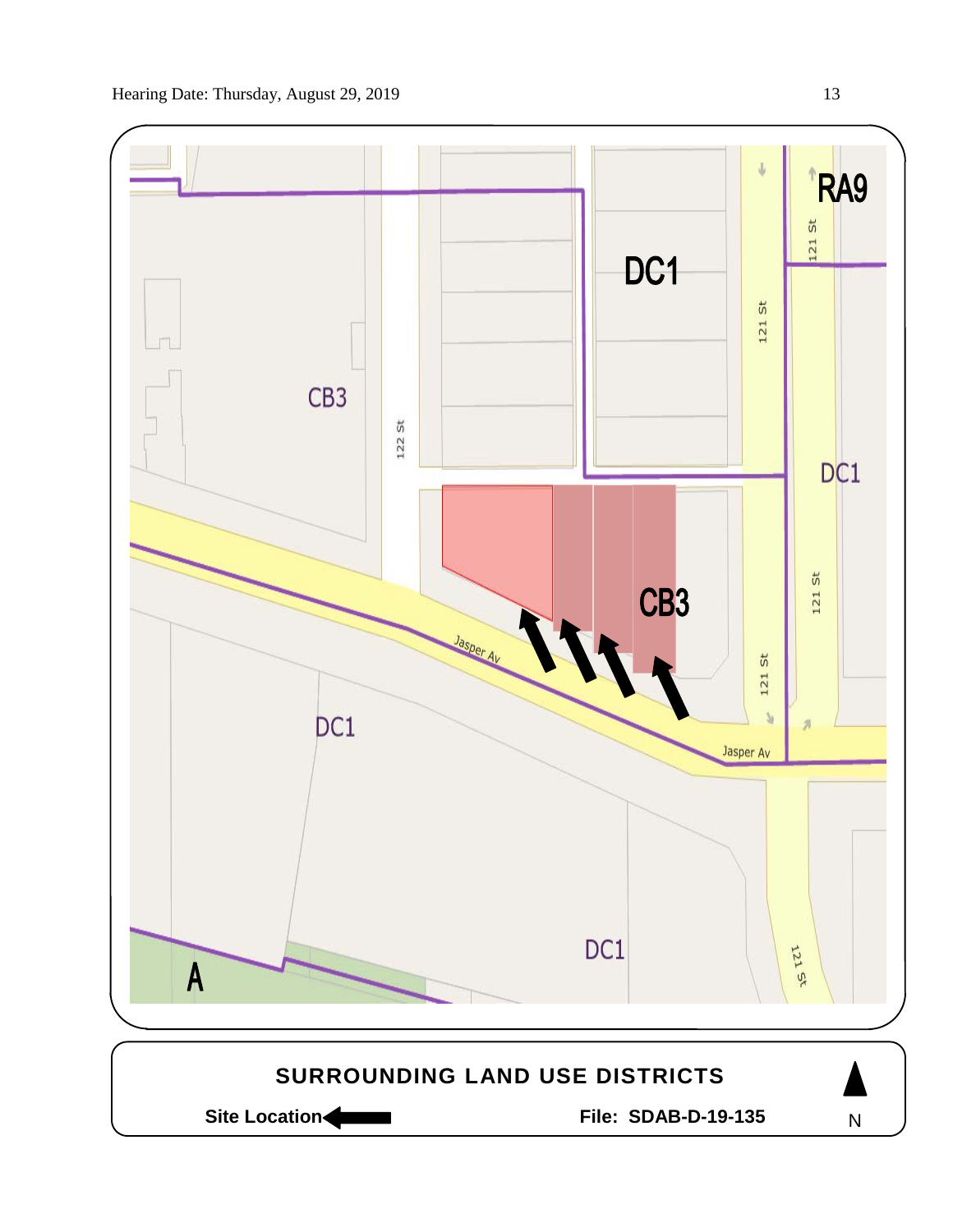DC1

RA9

CB3

122 St

121 St

DC1

CB3

Jasper Av

121 St

Jasper Av

DC1

DC1

A

121 St

**SURROUNDING LAND USE DISTRICTS**

**Site Location**

**File: SDAB-D-19-135**

N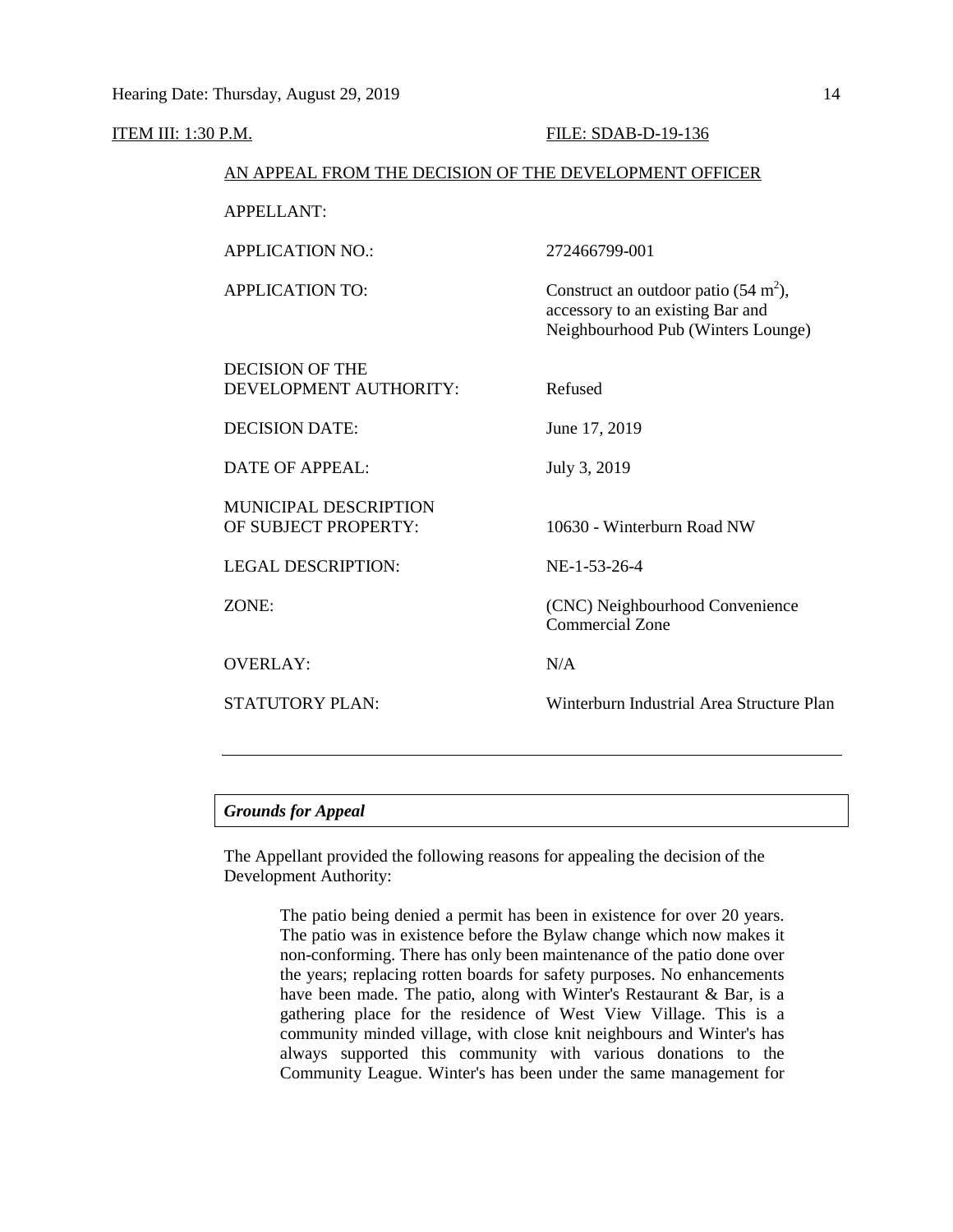ITEM III: 1:30 P.M. FILE: SDAB-D-19-136

AN APPEAL FROM THE DECISION OF THE DEVELOPMENT OFFICER

| | |
|---|---|
| APPELLANT: | |
| APPLICATION NO.: | 272466799-001 |
| APPLICATION TO: | Construct an outdoor patio (54 $m^2$), accessory to an existing Bar and Neighbourhood Pub (Winters Lounge) |
| DECISION OF THE DEVELOPMENT AUTHORITY: | Refused |
| DECISION DATE: | June 17, 2019 |
| DATE OF APPEAL: | July 3, 2019 |
| MUNICIPAL DESCRIPTION OF SUBJECT PROPERTY: | 10630 - Winterburn Road NW |
| LEGAL DESCRIPTION: | NE-1-53-26-4 |
| ZONE: | (CNC) Neighbourhood Convenience Commercial Zone |
| OVERLAY: | N/A |
| STATUTORY PLAN: | Winterburn Industrial Area Structure Plan |

***Grounds for Appeal***

The Appellant provided the following reasons for appealing the decision of the Development Authority:

> The patio being denied a permit has been in existence for over 20 years. The patio was in existence before the Bylaw change which now makes it non-conforming. There has only been maintenance of the patio done over the years; replacing rotten boards for safety purposes. No enhancements have been made. The patio, along with Winter's Restaurant & Bar, is a gathering place for the residence of West View Village. This is a community minded village, with close knit neighbours and Winter's has always supported this community with various donations to the Community League. Winter's has been under the same management for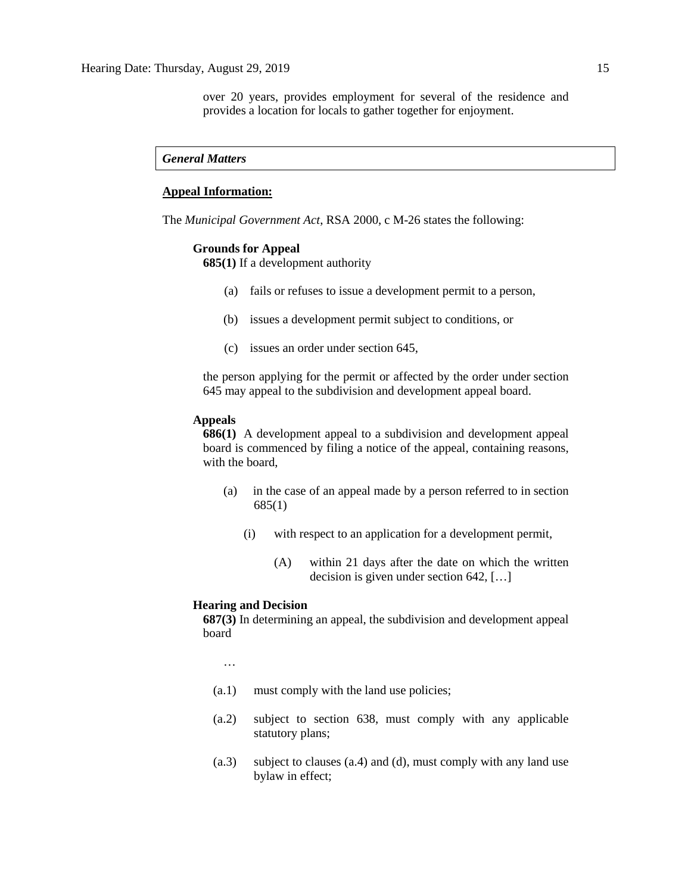over 20 years, provides employment for several of the residence and provides a location for locals to gather together for enjoyment.

***General Matters***

**<u>Appeal Information:</u>**

The *Municipal Government Act*, RSA 2000, c M-26 states the following:

**Grounds for Appeal**

**685(1)** If a development authority

(a) fails or refuses to issue a development permit to a person,

(b) issues a development permit subject to conditions, or

(c) issues an order under section 645,

the person applying for the permit or affected by the order under section 645 may appeal to the subdivision and development appeal board.

**Appeals**

**686(1)** A development appeal to a subdivision and development appeal board is commenced by filing a notice of the appeal, containing reasons, with the board,

(a) in the case of an appeal made by a person referred to in section 685(1)

(i) with respect to an application for a development permit,

(A) within 21 days after the date on which the written decision is given under section 642, […]

**Hearing and Decision**

**687(3)** In determining an appeal, the subdivision and development appeal board

…

(a.1) must comply with the land use policies;

(a.2) subject to section 638, must comply with any applicable statutory plans;

(a.3) subject to clauses (a.4) and (d), must comply with any land use bylaw in effect;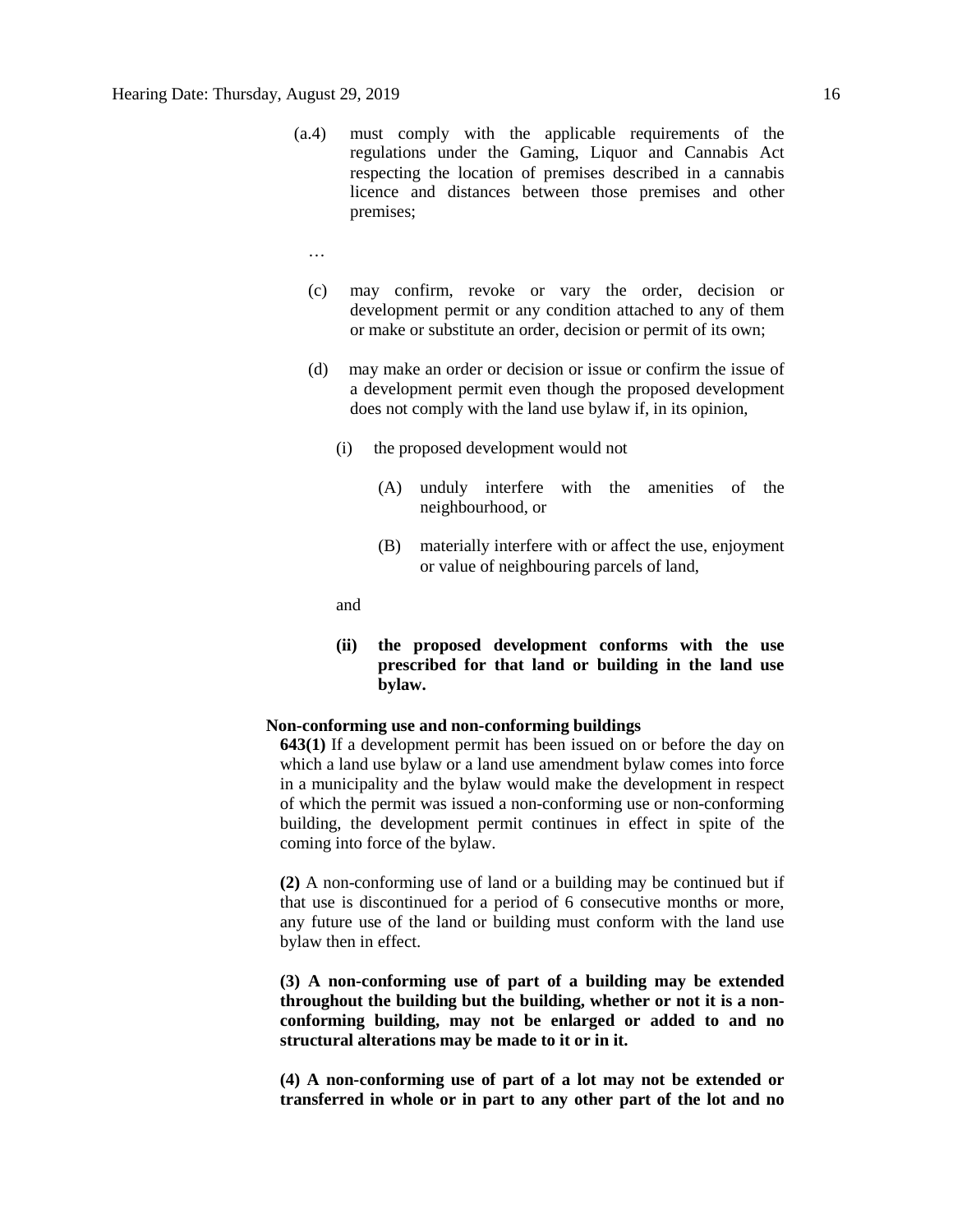(a.4) must comply with the applicable requirements of the regulations under the Gaming, Liquor and Cannabis Act respecting the location of premises described in a cannabis licence and distances between those premises and other premises;

…

(c) may confirm, revoke or vary the order, decision or development permit or any condition attached to any of them or make or substitute an order, decision or permit of its own;

(d) may make an order or decision or issue or confirm the issue of a development permit even though the proposed development does not comply with the land use bylaw if, in its opinion,

(i) the proposed development would not

(A) unduly interfere with the amenities of the neighbourhood, or

(B) materially interfere with or affect the use, enjoyment or value of neighbouring parcels of land,

and

**(ii) the proposed development conforms with the use prescribed for that land or building in the land use bylaw.**

**Non-conforming use and non-conforming buildings**

**643(1)** If a development permit has been issued on or before the day on which a land use bylaw or a land use amendment bylaw comes into force in a municipality and the bylaw would make the development in respect of which the permit was issued a non-conforming use or non-conforming building, the development permit continues in effect in spite of the coming into force of the bylaw.

**(2)** A non-conforming use of land or a building may be continued but if that use is discontinued for a period of 6 consecutive months or more, any future use of the land or building must conform with the land use bylaw then in effect.

**(3) A non-conforming use of part of a building may be extended throughout the building but the building, whether or not it is a non-conforming building, may not be enlarged or added to and no structural alterations may be made to it or in it.**

**(4) A non-conforming use of part of a lot may not be extended or transferred in whole or in part to any other part of the lot and no**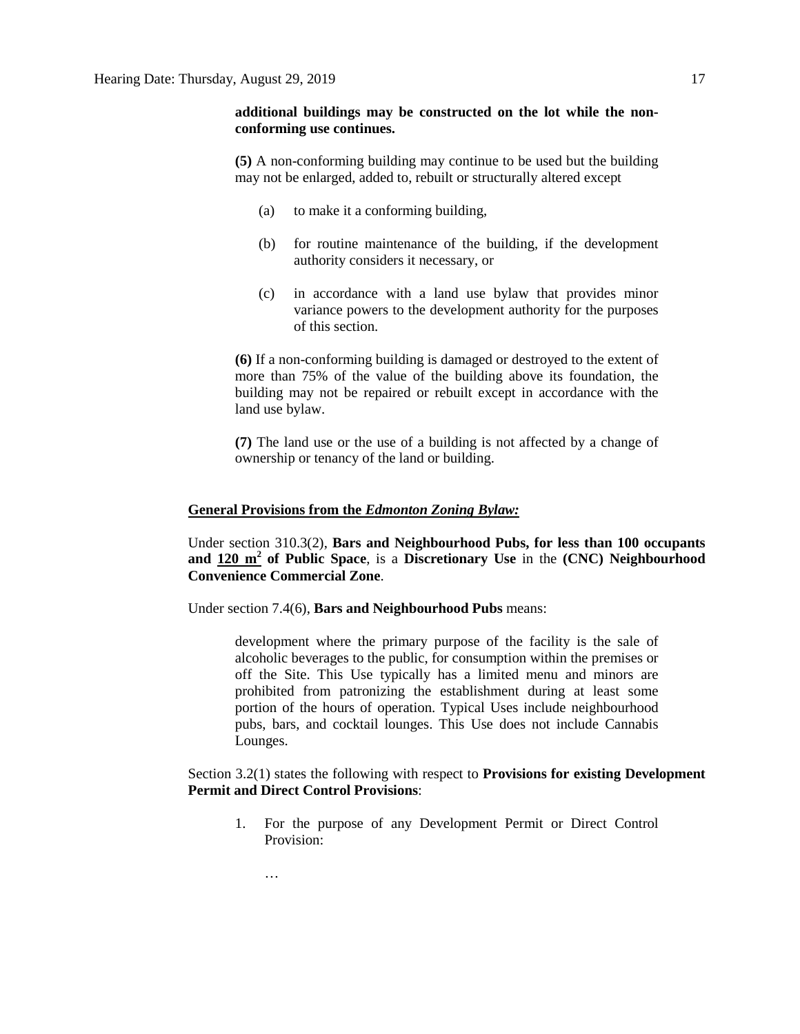**additional buildings may be constructed on the lot while the non-conforming use continues.**

**(5)** A non-conforming building may continue to be used but the building may not be enlarged, added to, rebuilt or structurally altered except

(a) to make it a conforming building,

(b) for routine maintenance of the building, if the development authority considers it necessary, or

(c) in accordance with a land use bylaw that provides minor variance powers to the development authority for the purposes of this section.

**(6)** If a non-conforming building is damaged or destroyed to the extent of more than 75% of the value of the building above its foundation, the building may not be repaired or rebuilt except in accordance with the land use bylaw.

**(7)** The land use or the use of a building is not affected by a change of ownership or tenancy of the land or building.

**General Provisions from the *Edmonton Zoning Bylaw:***

Under section 310.3(2), **Bars and Neighbourhood Pubs, for less than 100 occupants and 120 m$^2$ of Public Space**, is a **Discretionary Use** in the **(CNC) Neighbourhood Convenience Commercial Zone**.

Under section 7.4(6), **Bars and Neighbourhood Pubs** means:

> development where the primary purpose of the facility is the sale of alcoholic beverages to the public, for consumption within the premises or off the Site. This Use typically has a limited menu and minors are prohibited from patronizing the establishment during at least some portion of the hours of operation. Typical Uses include neighbourhood pubs, bars, and cocktail lounges. This Use does not include Cannabis Lounges.

Section 3.2(1) states the following with respect to **Provisions for existing Development Permit and Direct Control Provisions**:

1. For the purpose of any Development Permit or Direct Control Provision:

…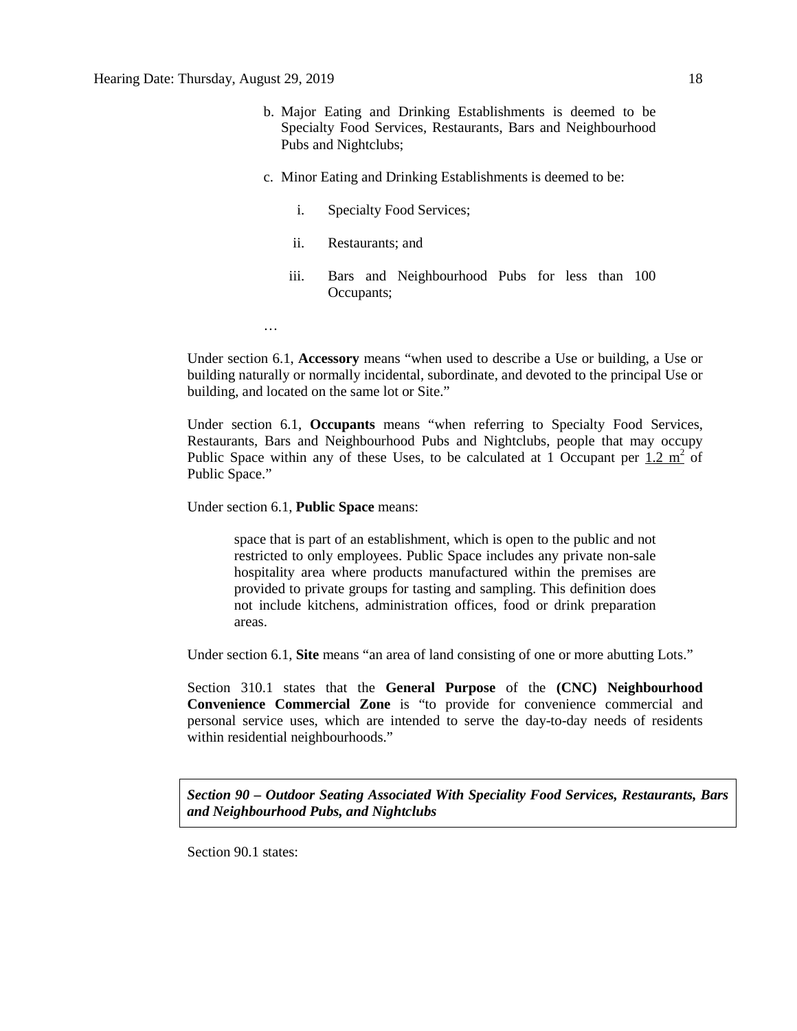b. Major Eating and Drinking Establishments is deemed to be Specialty Food Services, Restaurants, Bars and Neighbourhood Pubs and Nightclubs;

c. Minor Eating and Drinking Establishments is deemed to be:

   i. Specialty Food Services;

   ii. Restaurants; and

   iii. Bars and Neighbourhood Pubs for less than 100 Occupants;

…

Under section 6.1, **Accessory** means "when used to describe a Use or building, a Use or building naturally or normally incidental, subordinate, and devoted to the principal Use or building, and located on the same lot or Site."

Under section 6.1, **Occupants** means "when referring to Specialty Food Services, Restaurants, Bars and Neighbourhood Pubs and Nightclubs, people that may occupy Public Space within any of these Uses, to be calculated at 1 Occupant per 1.2 $m^2$ of Public Space."

Under section 6.1, **Public Space** means:

> space that is part of an establishment, which is open to the public and not restricted to only employees. Public Space includes any private non-sale hospitality area where products manufactured within the premises are provided to private groups for tasting and sampling. This definition does not include kitchens, administration offices, food or drink preparation areas.

Under section 6.1, **Site** means "an area of land consisting of one or more abutting Lots."

Section 310.1 states that the **General Purpose** of the **(CNC) Neighbourhood Convenience Commercial Zone** is "to provide for convenience commercial and personal service uses, which are intended to serve the day-to-day needs of residents within residential neighbourhoods."

***Section 90 – Outdoor Seating Associated With Speciality Food Services, Restaurants, Bars and Neighbourhood Pubs, and Nightclubs***

Section 90.1 states: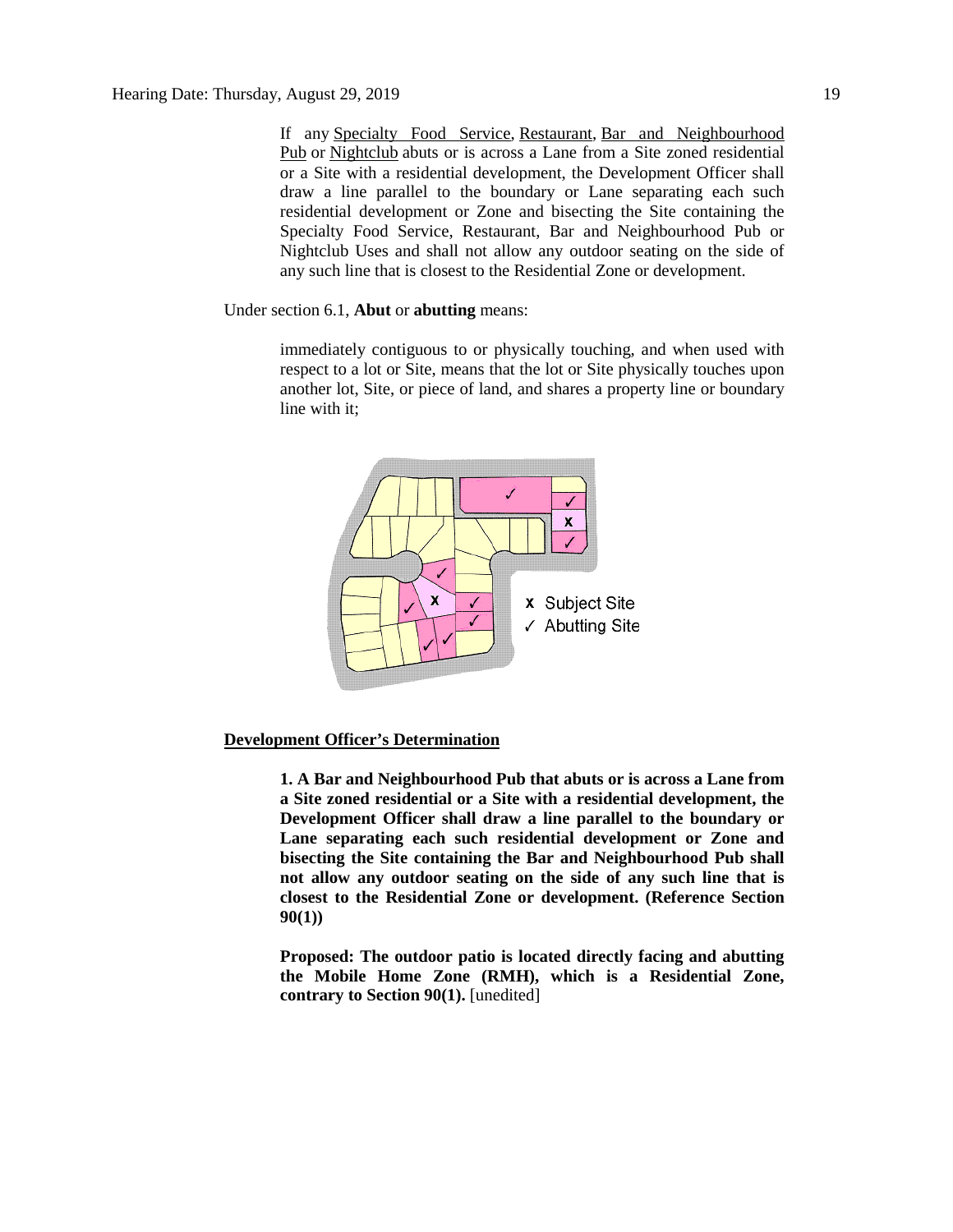If any Specialty Food Service, Restaurant, Bar and Neighbourhood Pub or Nightclub abuts or is across a Lane from a Site zoned residential or a Site with a residential development, the Development Officer shall draw a line parallel to the boundary or Lane separating each such residential development or Zone and bisecting the Site containing the Specialty Food Service, Restaurant, Bar and Neighbourhood Pub or Nightclub Uses and shall not allow any outdoor seating on the side of any such line that is closest to the Residential Zone or development.

Under section 6.1, **Abut** or **abutting** means:

immediately contiguous to or physically touching, and when used with respect to a lot or Site, means that the lot or Site physically touches upon another lot, Site, or piece of land, and shares a property line or boundary line with it;

x Subject Site
✓ Abutting Site

**Development Officer's Determination**

**1. A Bar and Neighbourhood Pub that abuts or is across a Lane from a Site zoned residential or a Site with a residential development, the Development Officer shall draw a line parallel to the boundary or Lane separating each such residential development or Zone and bisecting the Site containing the Bar and Neighbourhood Pub shall not allow any outdoor seating on the side of any such line that is closest to the Residential Zone or development. (Reference Section 90(1))**

**Proposed: The outdoor patio is located directly facing and abutting the Mobile Home Zone (RMH), which is a Residential Zone, contrary to Section 90(1).** [unedited]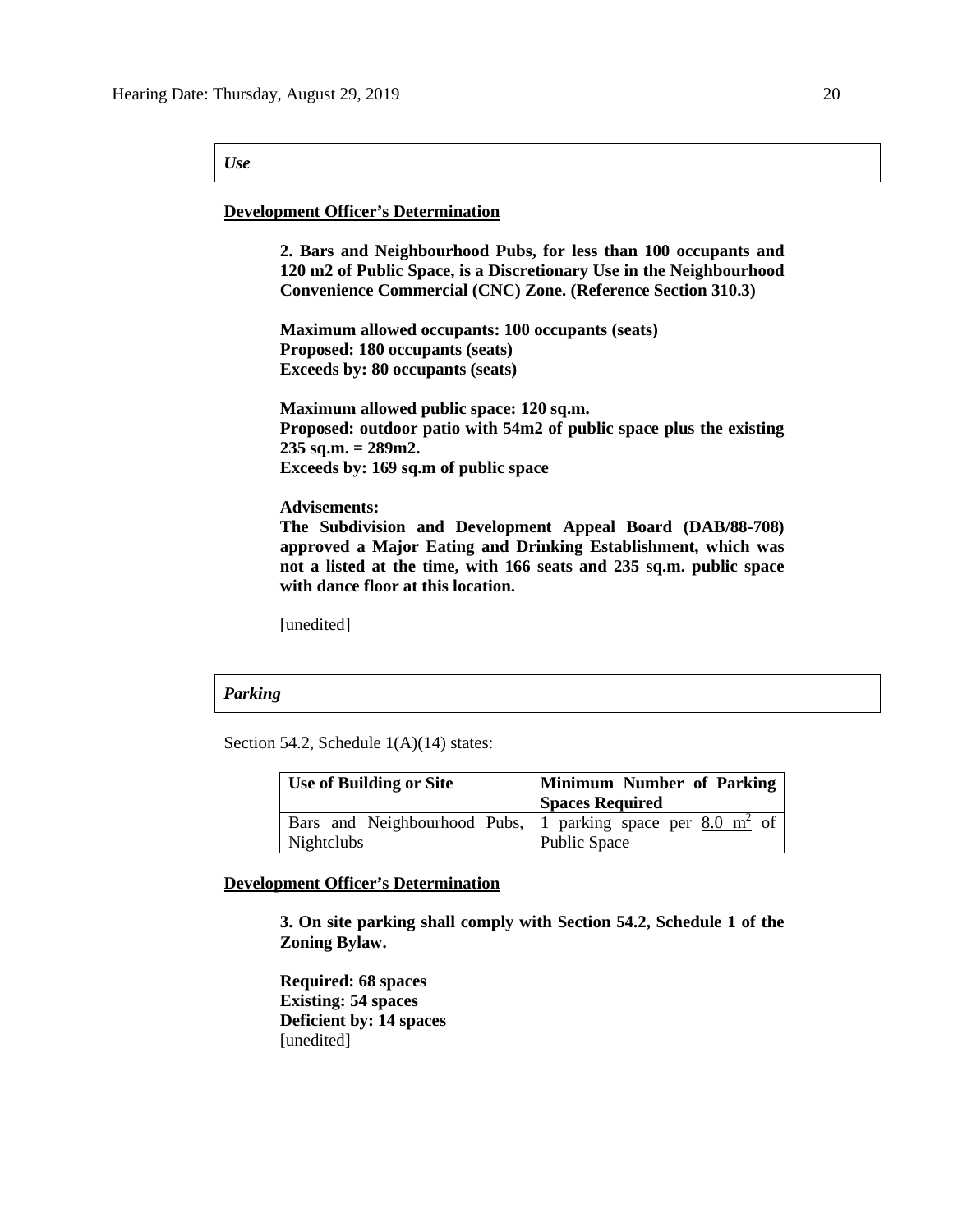*Use*

**<u>Development Officer's Determination</u>**

**2. Bars and Neighbourhood Pubs, for less than 100 occupants and 120 m2 of Public Space, is a Discretionary Use in the Neighbourhood Convenience Commercial (CNC) Zone. (Reference Section 310.3)**

**Maximum allowed occupants: 100 occupants (seats)**
**Proposed: 180 occupants (seats)**
**Exceeds by: 80 occupants (seats)**

**Maximum allowed public space: 120 sq.m.**
**Proposed: outdoor patio with 54m2 of public space plus the existing 235 sq.m. = 289m2.**
**Exceeds by: 169 sq.m of public space**

**Advisements:**
**The Subdivision and Development Appeal Board (DAB/88-708) approved a Major Eating and Drinking Establishment, which was not a listed at the time, with 166 seats and 235 sq.m. public space with dance floor at this location.**

[unedited]

*Parking*

Section 54.2, Schedule 1(A)(14) states:

| Use of Building or Site | Minimum Number of Parking Spaces Required |
| --- | --- |
| Bars and Neighbourhood Pubs, Nightclubs | 1 parking space per <u>8.0 $m^2$</u> of Public Space |

**<u>Development Officer's Determination</u>**

**3. On site parking shall comply with Section 54.2, Schedule 1 of the Zoning Bylaw.**

**Required: 68 spaces**
**Existing: 54 spaces**
**Deficient by: 14 spaces**
[unedited]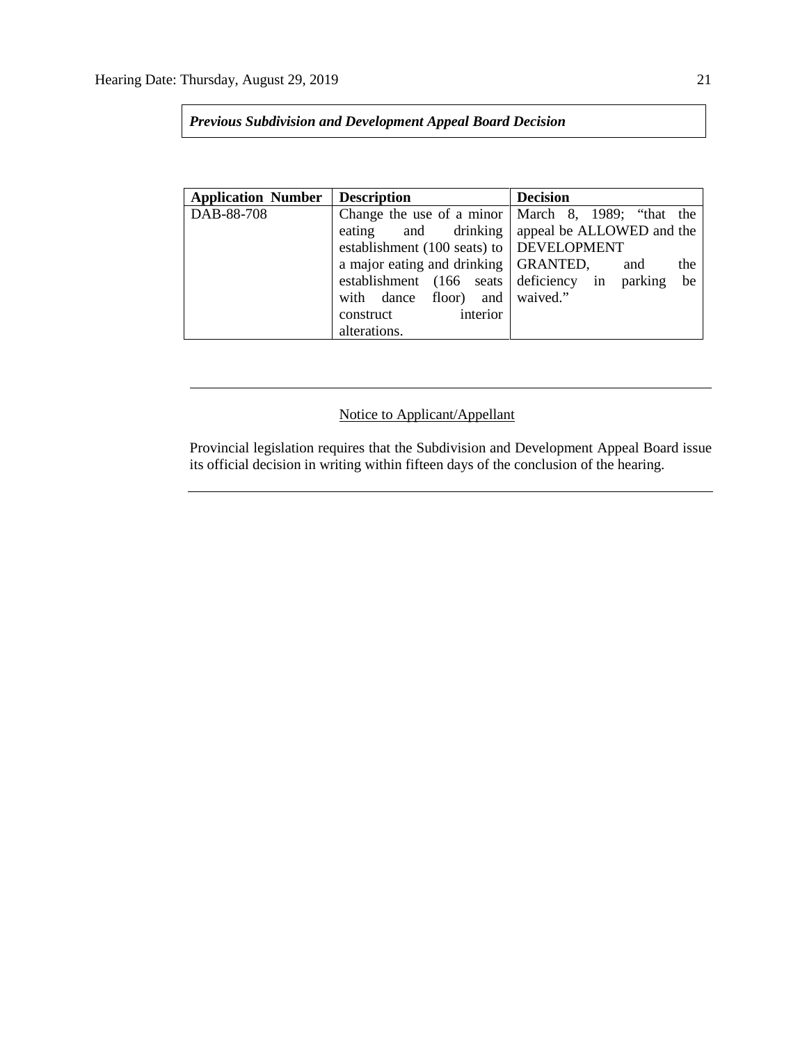***Previous Subdivision and Development Appeal Board Decision***

| Application Number | Description | Decision |
|---|---|---|
| DAB-88-708 | Change the use of a minor eating and drinking establishment (100 seats) to a major eating and drinking establishment (166 seats with dance floor) and construct interior alterations. | March 8, 1989; "that the appeal be ALLOWED and the DEVELOPMENT GRANTED, and the deficiency in parking be waived." |

---

Notice to Applicant/Appellant

Provincial legislation requires that the Subdivision and Development Appeal Board issue its official decision in writing within fifteen days of the conclusion of the hearing.

---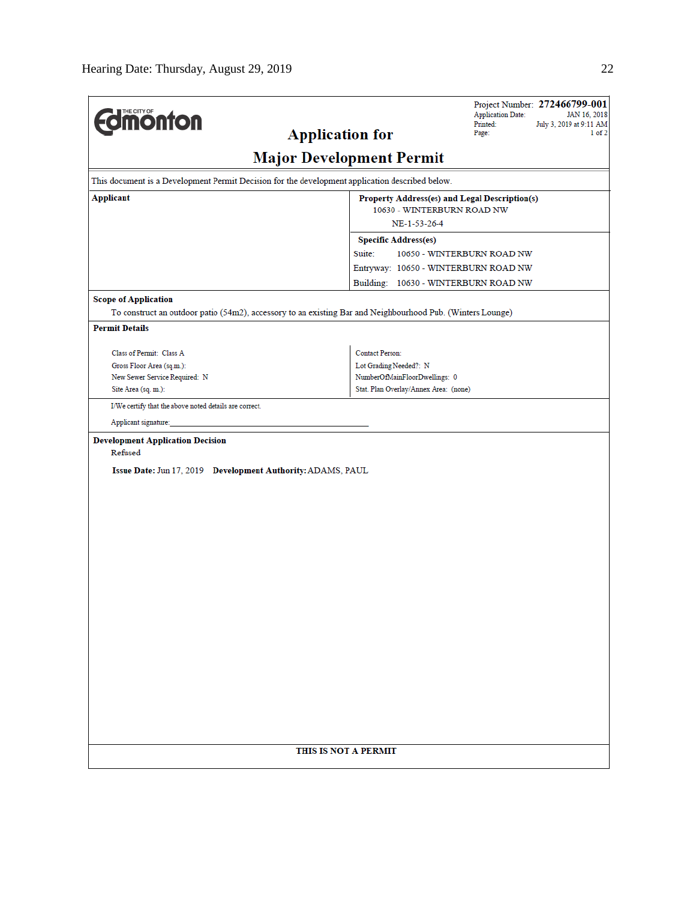THE CITY OF **Edmonton**

Project Number: **272466799-001**
Application Date: JAN 16, 2018
Printed: July 3, 2019 at 9:11 AM
Page: 1 of 2

# Application for Major Development Permit

This document is a Development Permit Decision for the development application described below.

**Applicant**

**Property Address(es) and Legal Description(s)**
10630 - WINTERBURN ROAD NW
NE-1-53-26-4

**Specific Address(es)**
Suite: 10650 - WINTERBURN ROAD NW
Entryway: 10650 - WINTERBURN ROAD NW
Building: 10630 - WINTERBURN ROAD NW

**Scope of Application**

To construct an outdoor patio (54m2), accessory to an existing Bar and Neighbourhood Pub. (Winters Lounge)

**Permit Details**

| | |
|---|---|
| Class of Permit: Class A | Contact Person: |
| Gross Floor Area (sq.m.): | Lot Grading Needed?: N |
| New Sewer Service Required: N | NumberOfMainFloorDwellings: 0 |
| Site Area (sq. m.): | Stat. Plan Overlay/Annex Area: (none) |

I/We certify that the above noted details are correct.

Applicant signature: ______________________________

**Development Application Decision**

Refused

**Issue Date:** Jun 17, 2019 **Development Authority:** ADAMS, PAUL

**THIS IS NOT A PERMIT**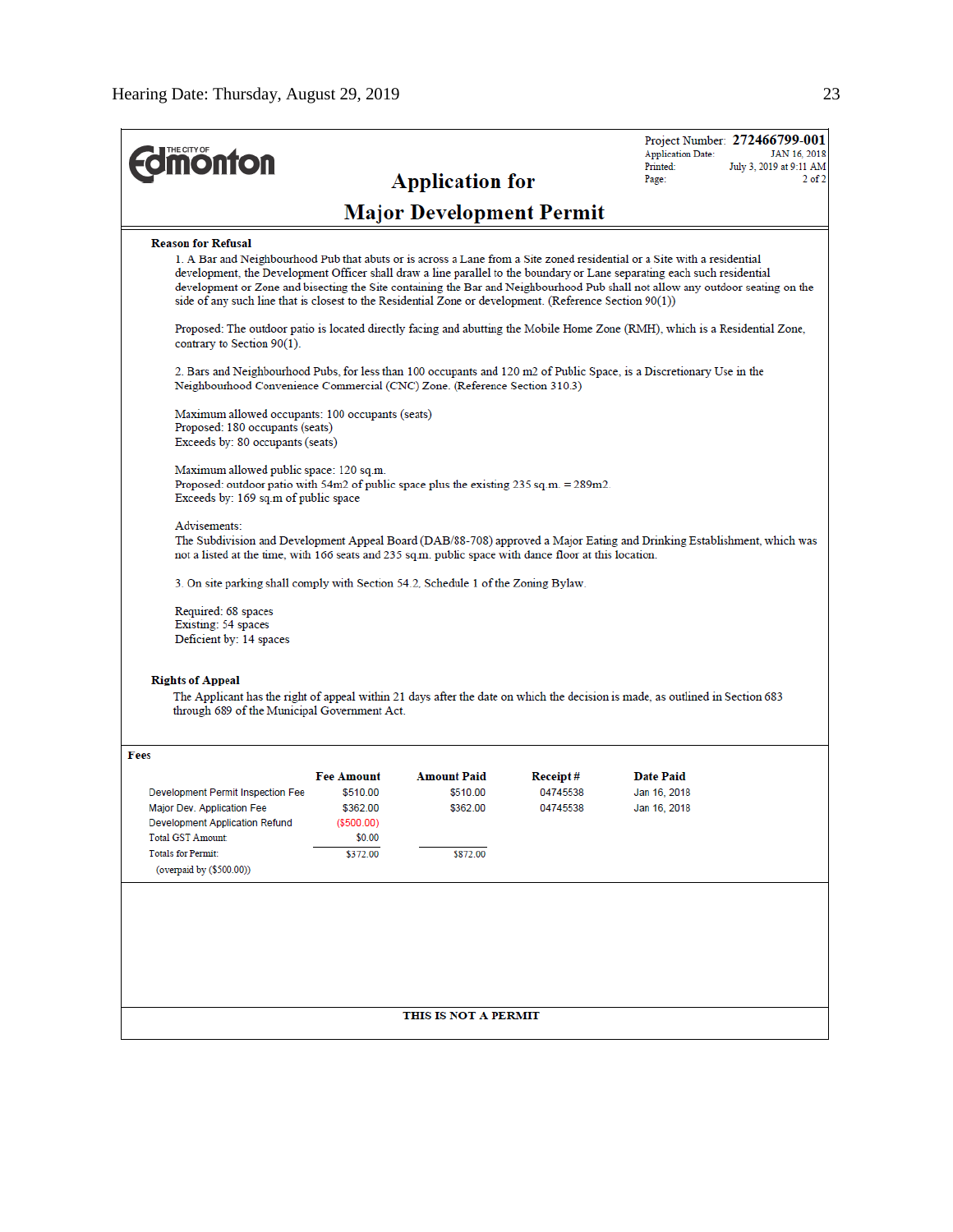**THE CITY OF Edmonton**

Project Number: **272466799-001**
Application Date: JAN 16, 2018
Printed: July 3, 2019 at 9:11 AM
Page: 2 of 2

# Application for Major Development Permit

## Reason for Refusal

1. A Bar and Neighbourhood Pub that abuts or is across a Lane from a Site zoned residential or a Site with a residential development, the Development Officer shall draw a line parallel to the boundary or Lane separating each such residential development or Zone and bisecting the Site containing the Bar and Neighbourhood Pub shall not allow any outdoor seating on the side of any such line that is closest to the Residential Zone or development. (Reference Section 90(1))

   Proposed: The outdoor patio is located directly facing and abutting the Mobile Home Zone (RMH), which is a Residential Zone, contrary to Section 90(1).

2. Bars and Neighbourhood Pubs, for less than 100 occupants and 120 m2 of Public Space, is a Discretionary Use in the Neighbourhood Convenience Commercial (CNC) Zone. (Reference Section 310.3)

   Maximum allowed occupants: 100 occupants (seats)
   Proposed: 180 occupants (seats)
   Exceeds by: 80 occupants (seats)

   Maximum allowed public space: 120 sq.m.
   Proposed: outdoor patio with 54m2 of public space plus the existing 235 sq.m. = 289m2
   Exceeds by: 169 sq.m of public space

   Advisements:
   The Subdivision and Development Appeal Board (DAB/88-708) approved a Major Eating and Drinking Establishment, which was not a listed at the time, with 166 seats and 235 sq.m. public space with dance floor at this location.

3. On site parking shall comply with Section 54.2, Schedule 1 of the Zoning Bylaw.

   Required: 68 spaces
   Existing: 54 spaces
   Deficient by: 14 spaces

## Rights of Appeal

The Applicant has the right of appeal within 21 days after the date on which the decision is made, as outlined in Section 683 through 689 of the Municipal Government Act.

## Fees

| | Fee Amount | Amount Paid | Receipt # | Date Paid |
|---|---|---|---|---|
| Development Permit Inspection Fee | $510.00 | $510.00 | 04745538 | Jan 16, 2018 |
| Major Dev. Application Fee | $362.00 | $362.00 | 04745538 | Jan 16, 2018 |
| Development Application Refund | ($500.00) | | | |
| Total GST Amount: | $0.00 | | | |
| Totals for Permit: | $372.00 | $872.00 | | |
| (overpaid by ($500.00)) | | | | |

**THIS IS NOT A PERMIT**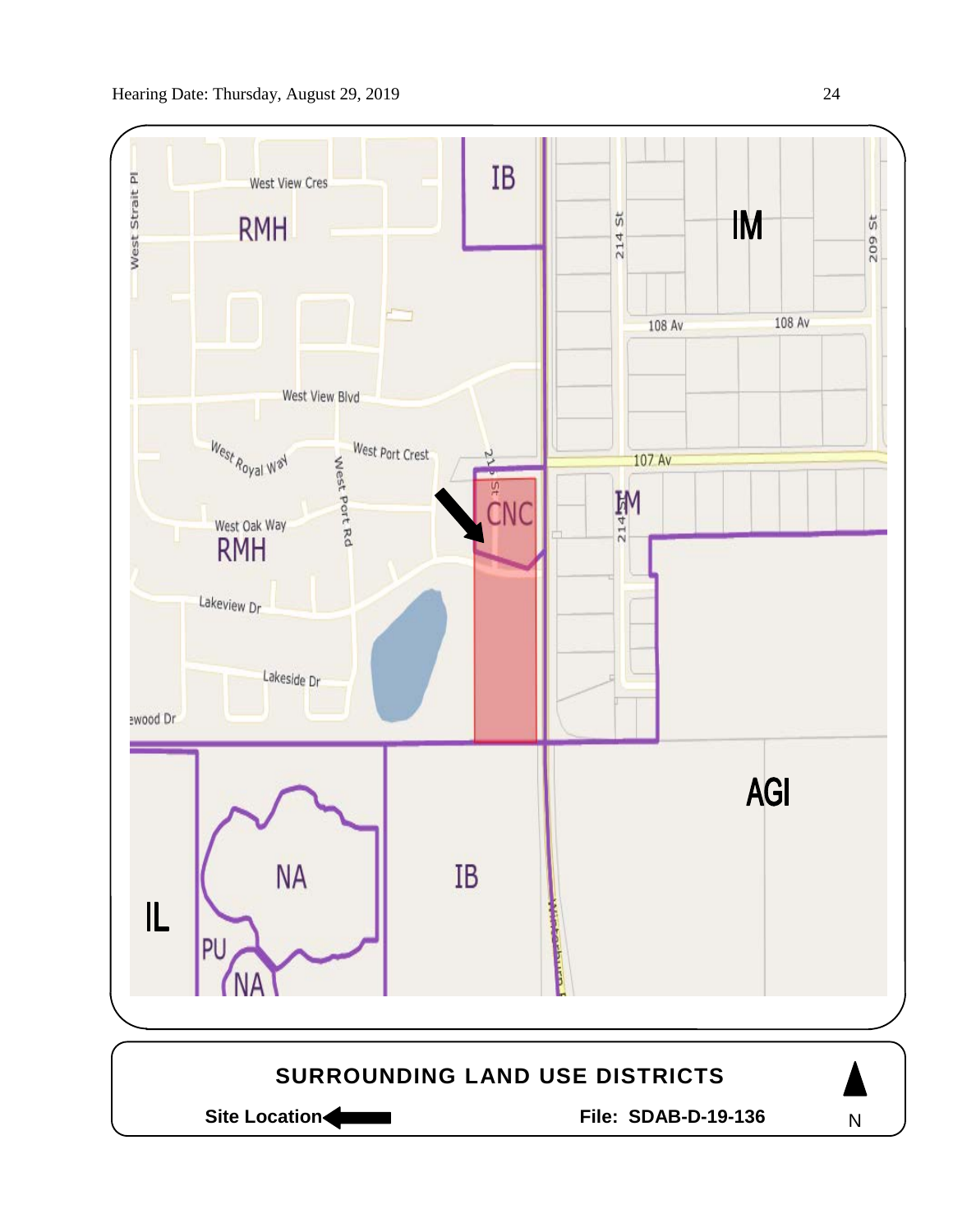IB

IM

RMH

West View Cres

West Strait Pl

214 St

209 St

108 Av

108 Av

West View Blvd

West Royal Way

West Port Crest

West Port Rd

214 St

107 Av

CNC

IM

214 St

West Oak Way

RMH

Lakeview Dr

Lakeside Dr

ewood Dr

AGI

NA

IB

IL

PU

NA

**SURROUNDING LAND USE DISTRICTS**

**Site Location**

**File: SDAB-D-19-136**

N